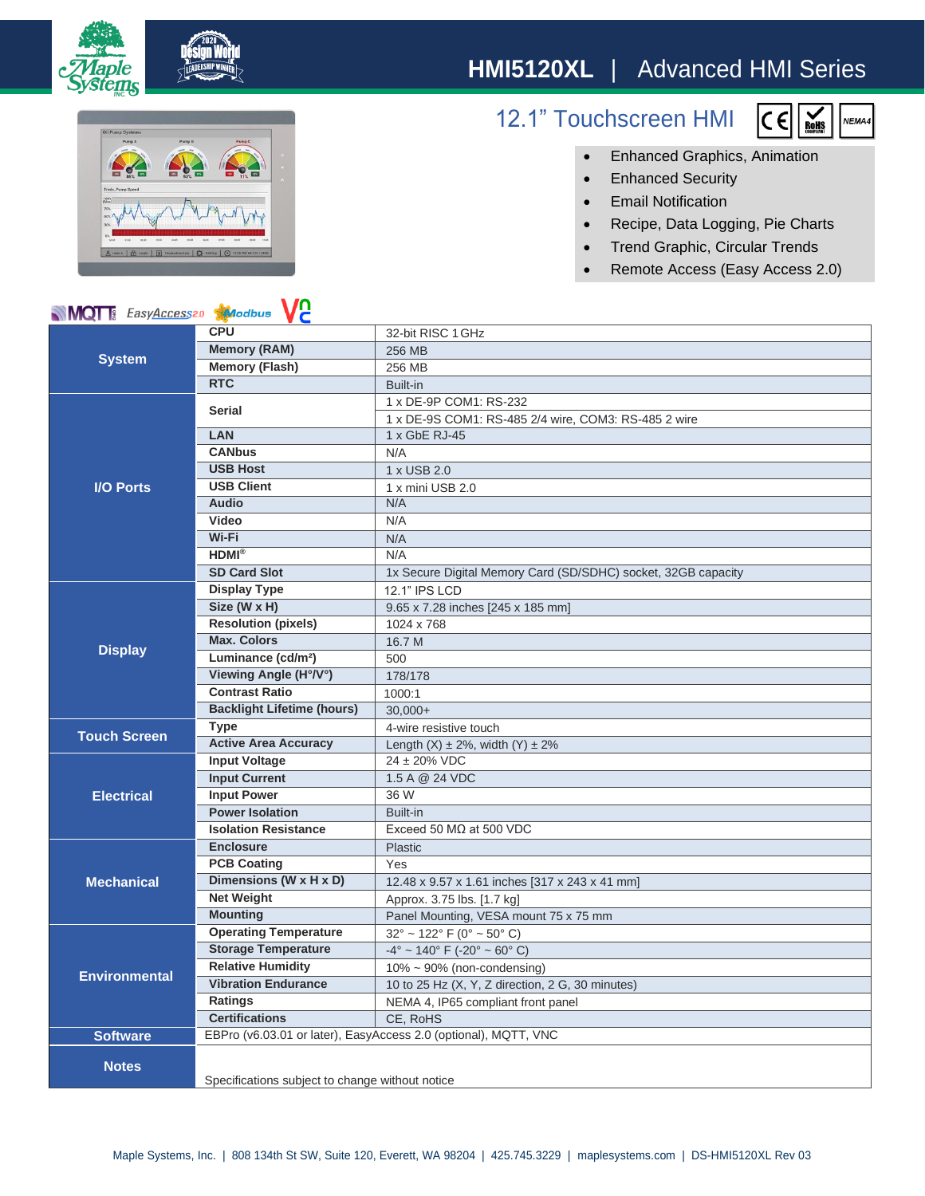# HMI5120XL | Advanced HMI Series

## 12.1" Touchscreen HMI

- Enhanced Graphics, Animation
- Enhanced Security
- Email Notification
- Recipe, Data Logging, Pie Charts
- Trend Graphic, Circular Trends
- Remote Access (Easy Access 2.0)

| | | |
|---|---|---|
| **System** | **CPU** | 32-bit RISC 1GHz |
| | **Memory (RAM)** | 256 MB |
| | **Memory (Flash)** | 256 MB |
| | **RTC** | Built-in |
| **I/O Ports** | **Serial** | 1 x DE-9P COM1: RS-232 |
| | | 1 x DE-9S COM1: RS-485 2/4 wire, COM3: RS-485 2 wire |
| | **LAN** | 1 x GbE RJ-45 |
| | **CANbus** | N/A |
| | **USB Host** | 1 x USB 2.0 |
| | **USB Client** | 1 x mini USB 2.0 |
| | **Audio** | N/A |
| | **Video** | N/A |
| | **Wi-Fi** | N/A |
| | **HDMI®** | N/A |
| | **SD Card Slot** | 1x Secure Digital Memory Card (SD/SDHC) socket, 32GB capacity |
| **Display** | **Display Type** | 12.1" IPS LCD |
| | **Size (W x H)** | 9.65 x 7.28 inches [245 x 185 mm] |
| | **Resolution (pixels)** | 1024 x 768 |
| | **Max. Colors** | 16.7 M |
| | **Luminance (cd/m²)** | 500 |
| | **Viewing Angle (H°/V°)** | 178/178 |
| | **Contrast Ratio** | 1000:1 |
| | **Backlight Lifetime (hours)** | 30,000+ |
| **Touch Screen** | **Type** | 4-wire resistive touch |
| | **Active Area Accuracy** | Length (X) ± 2%, width (Y) ± 2% |
| **Electrical** | **Input Voltage** | 24 ± 20% VDC |
| | **Input Current** | 1.5 A @ 24 VDC |
| | **Input Power** | 36 W |
| | **Power Isolation** | Built-in |
| | **Isolation Resistance** | Exceed 50 MΩ at 500 VDC |
| **Mechanical** | **Enclosure** | Plastic |
| | **PCB Coating** | Yes |
| | **Dimensions (W x H x D)** | 12.48 x 9.57 x 1.61 inches [317 x 243 x 41 mm] |
| | **Net Weight** | Approx. 3.75 lbs. [1.7 kg] |
| | **Mounting** | Panel Mounting, VESA mount 75 x 75 mm |
| **Environmental** | **Operating Temperature** | 32° ~ 122° F (0° ~ 50° C) |
| | **Storage Temperature** | -4° ~ 140° F (-20° ~ 60° C) |
| | **Relative Humidity** | 10% ~ 90% (non-condensing) |
| | **Vibration Endurance** | 10 to 25 Hz (X, Y, Z direction, 2 G, 30 minutes) |
| | **Ratings** | NEMA 4, IP65 compliant front panel |
| | **Certifications** | CE, RoHS |
| **Software** | EBPro (v6.03.01 or later), EasyAccess 2.0 (optional), MQTT, VNC | |
| **Notes** | Specifications subject to change without notice | |

Maple Systems, Inc. | 808 134th St SW, Suite 120, Everett, WA 98204 | 425.745.3229 | maplesystems.com | DS-HMI5120XL Rev 03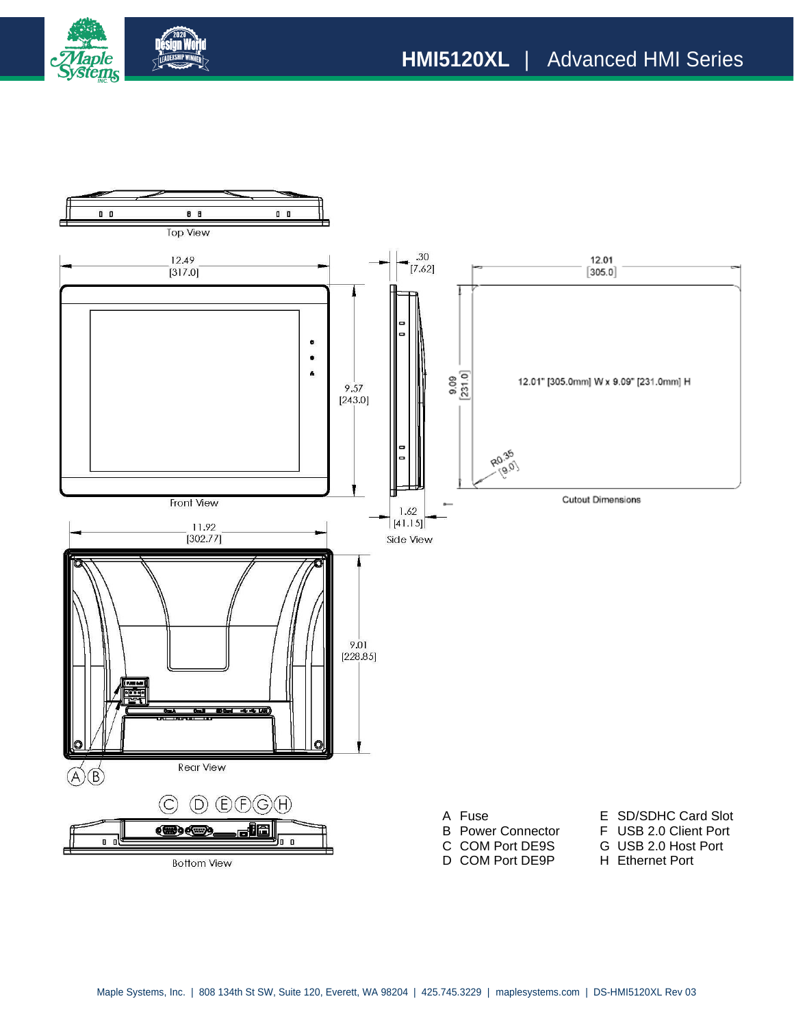# HMI5120XL | Advanced HMI Series

Top View

12.49
[317.0]

.30
[7.62]

12.01
[305.0]

9.57
[243.0]

9.09
[231.0]

12.01" [305.0mm] W x 9.09" [231.0mm] H

R0.35
[9.0]

Front View

1.62
[41.15]

Side View

Cutout Dimensions

11.92
[302.77]

9.01
[228.85]

Rear View

Bottom View

| | | | |
|---|---|---|---|
| A | Fuse | E | SD/SDHC Card Slot |
| B | Power Connector | F | USB 2.0 Client Port |
| C | COM Port DE9S | G | USB 2.0 Host Port |
| D | COM Port DE9P | H | Ethernet Port |

Maple Systems, Inc. | 808 134th St SW, Suite 120, Everett, WA 98204 | 425.745.3229 | maplesystems.com | DS-HMI5120XL Rev 03